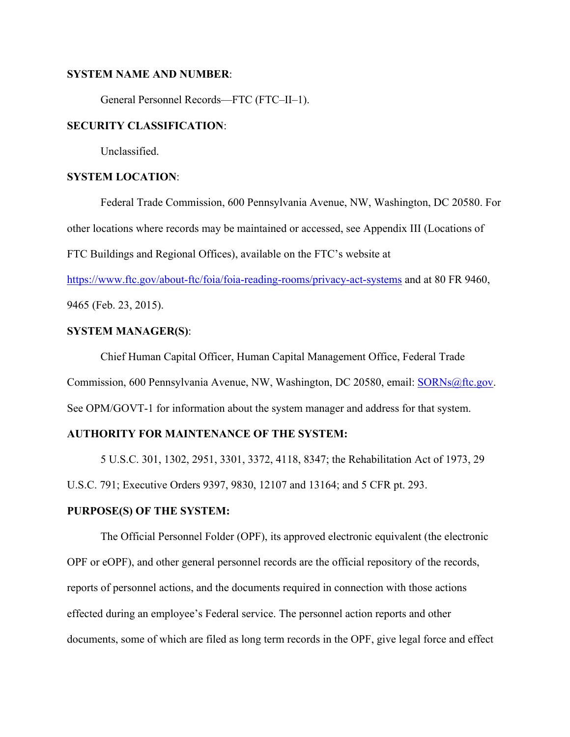**SYSTEM NAME AND NUMBER**:

General Personnel Records—FTC (FTC–II–1).

**SECURITY CLASSIFICATION**:

Unclassified.

**SYSTEM LOCATION**:

Federal Trade Commission, 600 Pennsylvania Avenue, NW, Washington, DC 20580. For other locations where records may be maintained or accessed, see Appendix III (Locations of FTC Buildings and Regional Offices), available on the FTC's website at https://www.ftc.gov/about-ftc/foia/foia-reading-rooms/privacy-act-systems and at 80 FR 9460, 9465 (Feb. 23, 2015).

**SYSTEM MANAGER(S)**:

Chief Human Capital Officer, Human Capital Management Office, Federal Trade Commission, 600 Pennsylvania Avenue, NW, Washington, DC 20580, email: SORNs@ftc.gov. See OPM/GOVT-1 for information about the system manager and address for that system.

**AUTHORITY FOR MAINTENANCE OF THE SYSTEM:**

5 U.S.C. 301, 1302, 2951, 3301, 3372, 4118, 8347; the Rehabilitation Act of 1973, 29 U.S.C. 791; Executive Orders 9397, 9830, 12107 and 13164; and 5 CFR pt. 293.

**PURPOSE(S) OF THE SYSTEM:**

The Official Personnel Folder (OPF), its approved electronic equivalent (the electronic OPF or eOPF), and other general personnel records are the official repository of the records, reports of personnel actions, and the documents required in connection with those actions effected during an employee's Federal service. The personnel action reports and other documents, some of which are filed as long term records in the OPF, give legal force and effect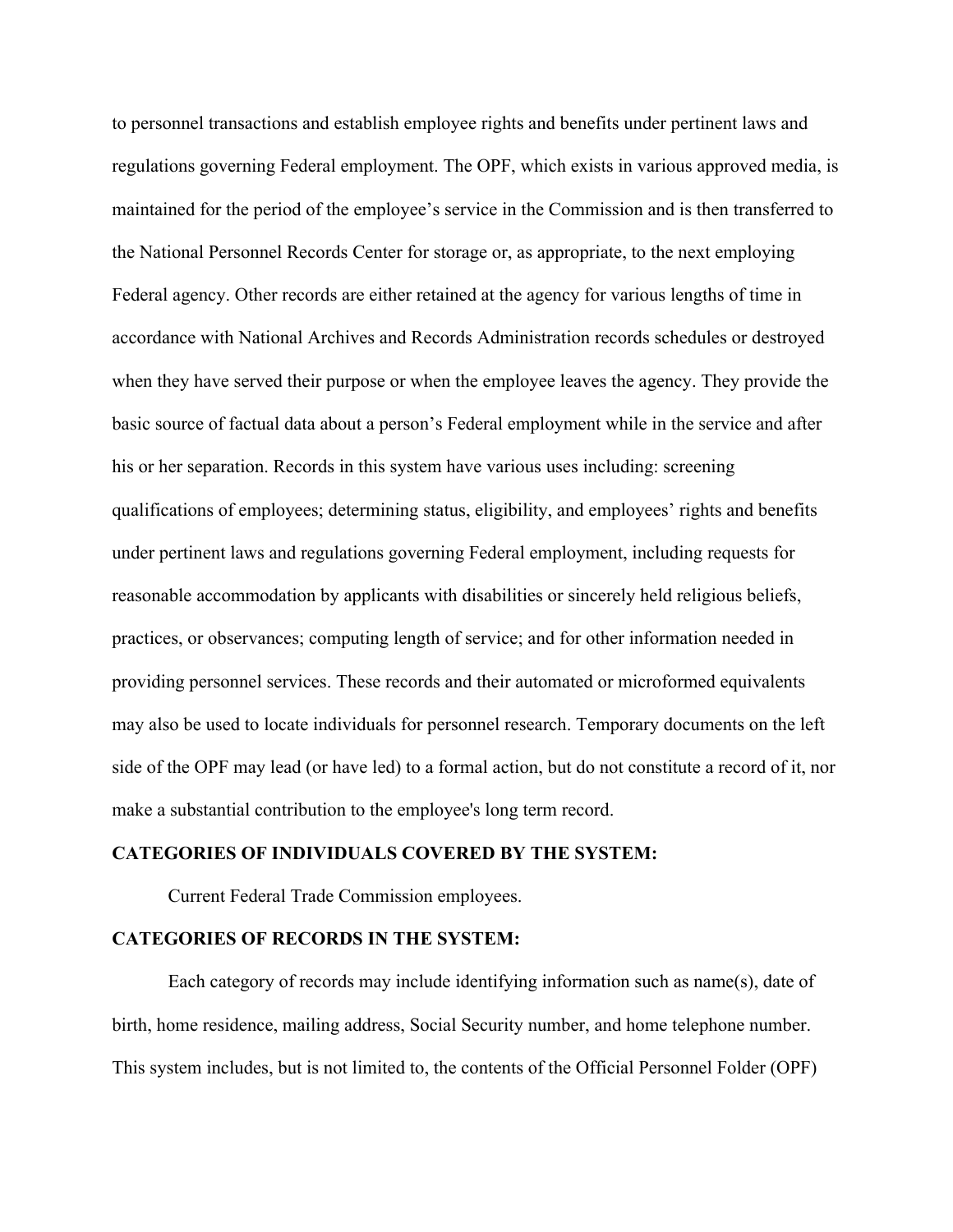to personnel transactions and establish employee rights and benefits under pertinent laws and regulations governing Federal employment. The OPF, which exists in various approved media, is maintained for the period of the employee's service in the Commission and is then transferred to the National Personnel Records Center for storage or, as appropriate, to the next employing Federal agency. Other records are either retained at the agency for various lengths of time in accordance with National Archives and Records Administration records schedules or destroyed when they have served their purpose or when the employee leaves the agency. They provide the basic source of factual data about a person's Federal employment while in the service and after his or her separation. Records in this system have various uses including: screening qualifications of employees; determining status, eligibility, and employees' rights and benefits under pertinent laws and regulations governing Federal employment, including requests for reasonable accommodation by applicants with disabilities or sincerely held religious beliefs, practices, or observances; computing length of service; and for other information needed in providing personnel services. These records and their automated or microformed equivalents may also be used to locate individuals for personnel research. Temporary documents on the left side of the OPF may lead (or have led) to a formal action, but do not constitute a record of it, nor make a substantial contribution to the employee's long term record.

**CATEGORIES OF INDIVIDUALS COVERED BY THE SYSTEM:**

Current Federal Trade Commission employees.

**CATEGORIES OF RECORDS IN THE SYSTEM:**

Each category of records may include identifying information such as name(s), date of birth, home residence, mailing address, Social Security number, and home telephone number. This system includes, but is not limited to, the contents of the Official Personnel Folder (OPF)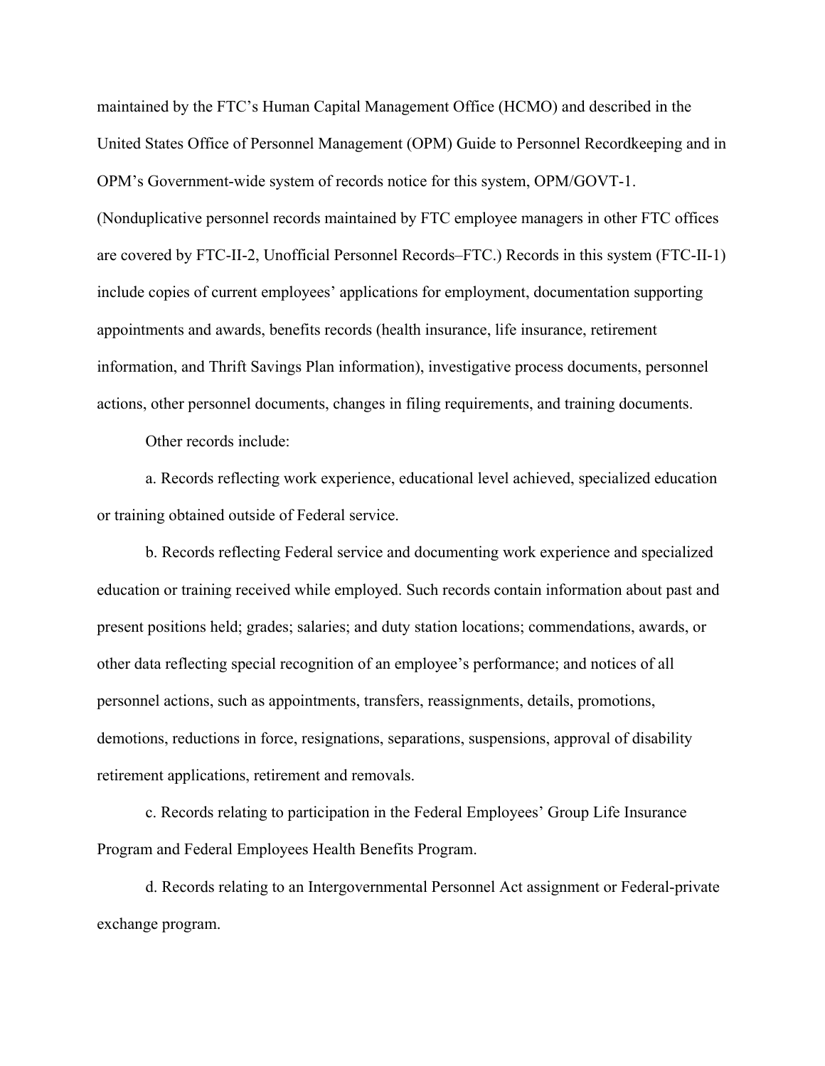maintained by the FTC's Human Capital Management Office (HCMO) and described in the United States Office of Personnel Management (OPM) Guide to Personnel Recordkeeping and in OPM's Government-wide system of records notice for this system, OPM/GOVT-1. (Nonduplicative personnel records maintained by FTC employee managers in other FTC offices are covered by FTC-II-2, Unofficial Personnel Records–FTC.) Records in this system (FTC-II-1) include copies of current employees' applications for employment, documentation supporting appointments and awards, benefits records (health insurance, life insurance, retirement information, and Thrift Savings Plan information), investigative process documents, personnel actions, other personnel documents, changes in filing requirements, and training documents.

Other records include:

a. Records reflecting work experience, educational level achieved, specialized education or training obtained outside of Federal service.

b. Records reflecting Federal service and documenting work experience and specialized education or training received while employed. Such records contain information about past and present positions held; grades; salaries; and duty station locations; commendations, awards, or other data reflecting special recognition of an employee's performance; and notices of all personnel actions, such as appointments, transfers, reassignments, details, promotions, demotions, reductions in force, resignations, separations, suspensions, approval of disability retirement applications, retirement and removals.

c. Records relating to participation in the Federal Employees' Group Life Insurance Program and Federal Employees Health Benefits Program.

d. Records relating to an Intergovernmental Personnel Act assignment or Federal-private exchange program.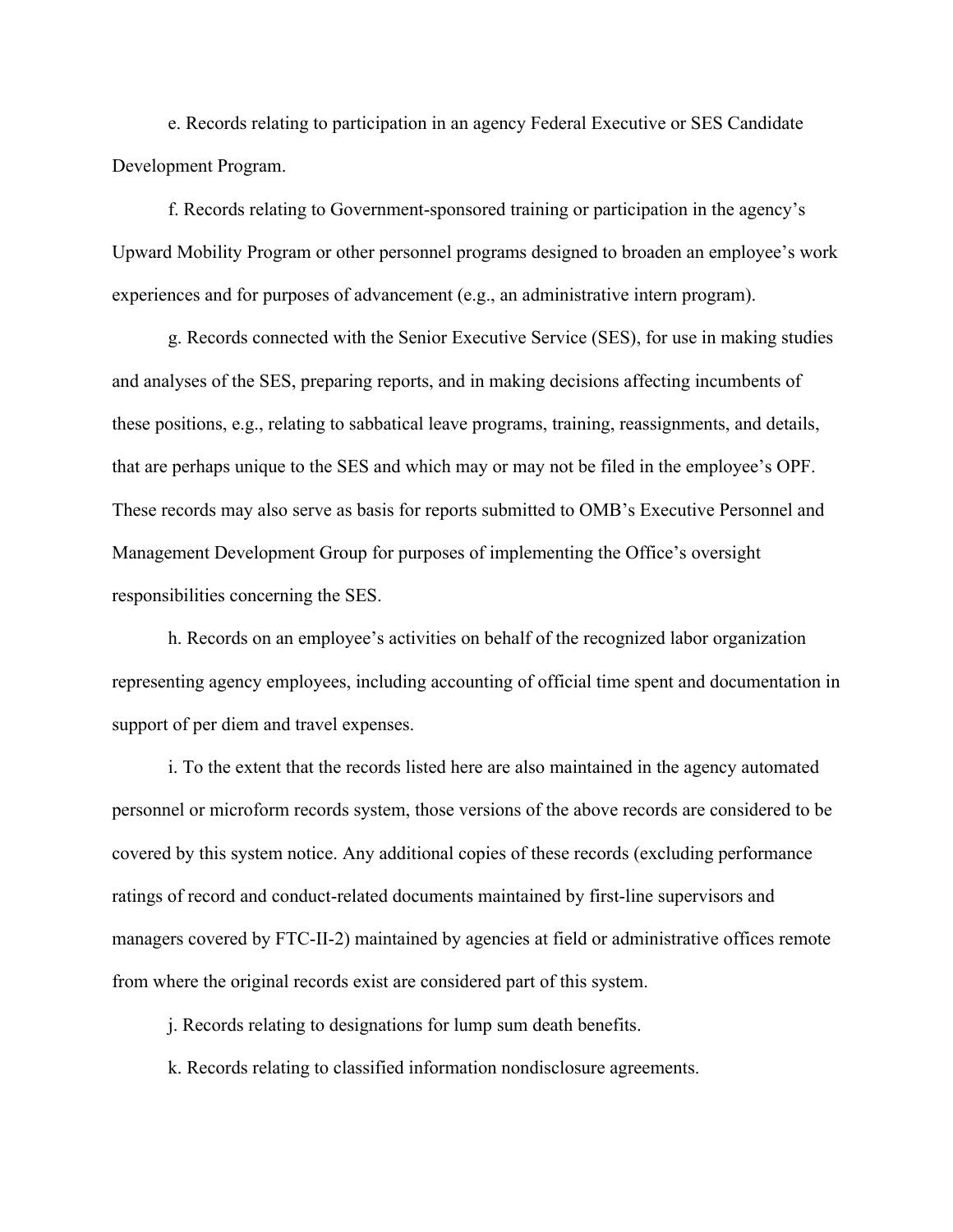e. Records relating to participation in an agency Federal Executive or SES Candidate Development Program.

f. Records relating to Government-sponsored training or participation in the agency's Upward Mobility Program or other personnel programs designed to broaden an employee's work experiences and for purposes of advancement (e.g., an administrative intern program).

g. Records connected with the Senior Executive Service (SES), for use in making studies and analyses of the SES, preparing reports, and in making decisions affecting incumbents of these positions, e.g., relating to sabbatical leave programs, training, reassignments, and details, that are perhaps unique to the SES and which may or may not be filed in the employee's OPF. These records may also serve as basis for reports submitted to OMB's Executive Personnel and Management Development Group for purposes of implementing the Office's oversight responsibilities concerning the SES.

h. Records on an employee's activities on behalf of the recognized labor organization representing agency employees, including accounting of official time spent and documentation in support of per diem and travel expenses.

i. To the extent that the records listed here are also maintained in the agency automated personnel or microform records system, those versions of the above records are considered to be covered by this system notice. Any additional copies of these records (excluding performance ratings of record and conduct-related documents maintained by first-line supervisors and managers covered by FTC-II-2) maintained by agencies at field or administrative offices remote from where the original records exist are considered part of this system.

j. Records relating to designations for lump sum death benefits.

k. Records relating to classified information nondisclosure agreements.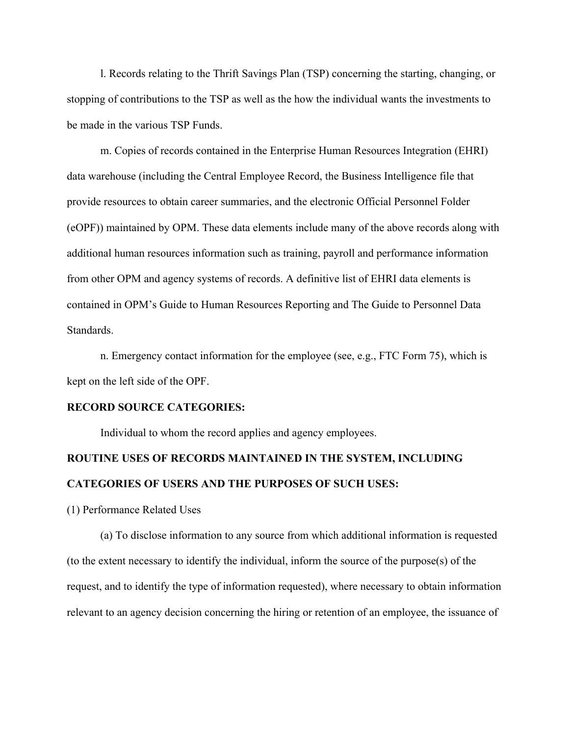l. Records relating to the Thrift Savings Plan (TSP) concerning the starting, changing, or stopping of contributions to the TSP as well as the how the individual wants the investments to be made in the various TSP Funds.

m. Copies of records contained in the Enterprise Human Resources Integration (EHRI) data warehouse (including the Central Employee Record, the Business Intelligence file that provide resources to obtain career summaries, and the electronic Official Personnel Folder (eOPF)) maintained by OPM. These data elements include many of the above records along with additional human resources information such as training, payroll and performance information from other OPM and agency systems of records. A definitive list of EHRI data elements is contained in OPM's Guide to Human Resources Reporting and The Guide to Personnel Data Standards.

n. Emergency contact information for the employee (see, e.g., FTC Form 75), which is kept on the left side of the OPF.

**RECORD SOURCE CATEGORIES:**

Individual to whom the record applies and agency employees.

**ROUTINE USES OF RECORDS MAINTAINED IN THE SYSTEM, INCLUDING CATEGORIES OF USERS AND THE PURPOSES OF SUCH USES:**

(1) Performance Related Uses

(a) To disclose information to any source from which additional information is requested (to the extent necessary to identify the individual, inform the source of the purpose(s) of the request, and to identify the type of information requested), where necessary to obtain information relevant to an agency decision concerning the hiring or retention of an employee, the issuance of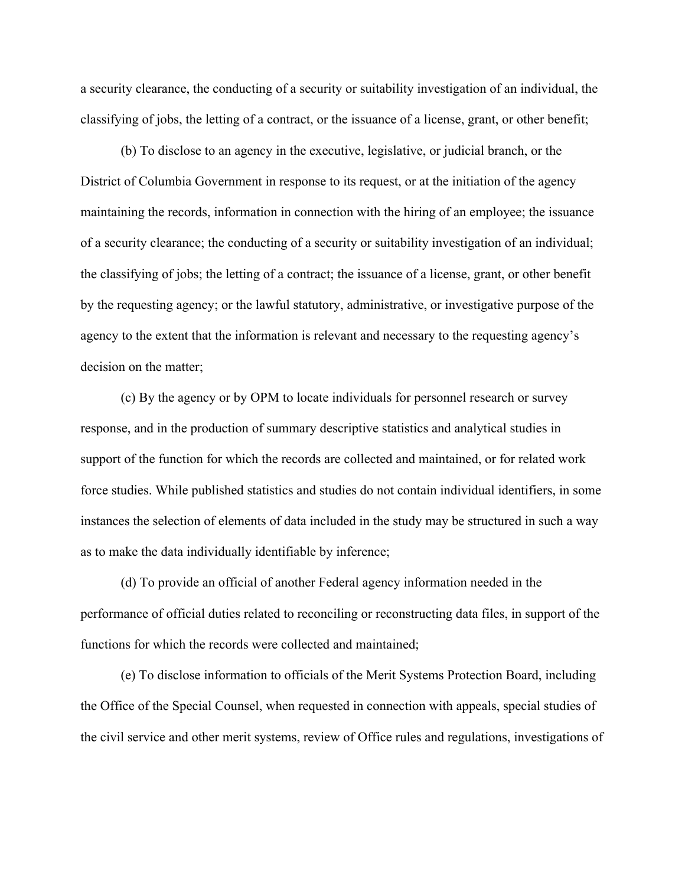a security clearance, the conducting of a security or suitability investigation of an individual, the classifying of jobs, the letting of a contract, or the issuance of a license, grant, or other benefit;

(b) To disclose to an agency in the executive, legislative, or judicial branch, or the District of Columbia Government in response to its request, or at the initiation of the agency maintaining the records, information in connection with the hiring of an employee; the issuance of a security clearance; the conducting of a security or suitability investigation of an individual; the classifying of jobs; the letting of a contract; the issuance of a license, grant, or other benefit by the requesting agency; or the lawful statutory, administrative, or investigative purpose of the agency to the extent that the information is relevant and necessary to the requesting agency's decision on the matter;

(c) By the agency or by OPM to locate individuals for personnel research or survey response, and in the production of summary descriptive statistics and analytical studies in support of the function for which the records are collected and maintained, or for related work force studies. While published statistics and studies do not contain individual identifiers, in some instances the selection of elements of data included in the study may be structured in such a way as to make the data individually identifiable by inference;

(d) To provide an official of another Federal agency information needed in the performance of official duties related to reconciling or reconstructing data files, in support of the functions for which the records were collected and maintained;

(e) To disclose information to officials of the Merit Systems Protection Board, including the Office of the Special Counsel, when requested in connection with appeals, special studies of the civil service and other merit systems, review of Office rules and regulations, investigations of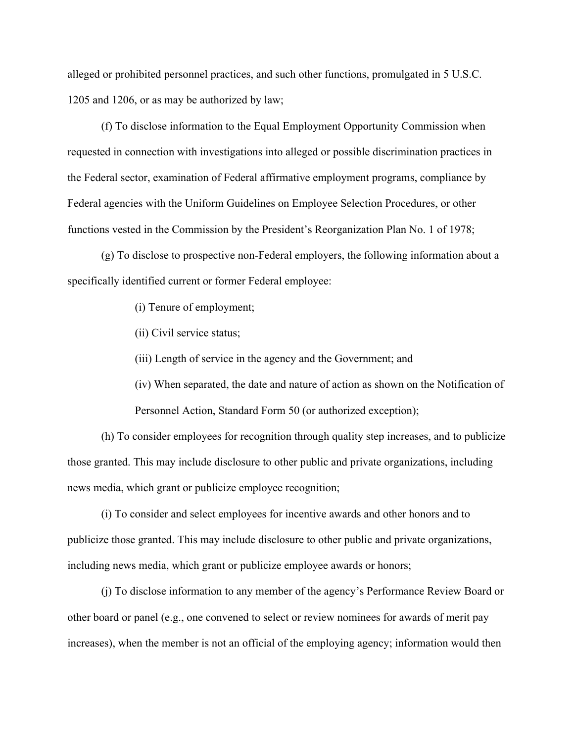alleged or prohibited personnel practices, and such other functions, promulgated in 5 U.S.C. 1205 and 1206, or as may be authorized by law;

(f) To disclose information to the Equal Employment Opportunity Commission when requested in connection with investigations into alleged or possible discrimination practices in the Federal sector, examination of Federal affirmative employment programs, compliance by Federal agencies with the Uniform Guidelines on Employee Selection Procedures, or other functions vested in the Commission by the President's Reorganization Plan No. 1 of 1978;

(g) To disclose to prospective non-Federal employers, the following information about a specifically identified current or former Federal employee:

(i) Tenure of employment;

(ii) Civil service status;

(iii) Length of service in the agency and the Government; and

(iv) When separated, the date and nature of action as shown on the Notification of Personnel Action, Standard Form 50 (or authorized exception);

(h) To consider employees for recognition through quality step increases, and to publicize those granted. This may include disclosure to other public and private organizations, including news media, which grant or publicize employee recognition;

(i) To consider and select employees for incentive awards and other honors and to publicize those granted. This may include disclosure to other public and private organizations, including news media, which grant or publicize employee awards or honors;

(j) To disclose information to any member of the agency's Performance Review Board or other board or panel (e.g., one convened to select or review nominees for awards of merit pay increases), when the member is not an official of the employing agency; information would then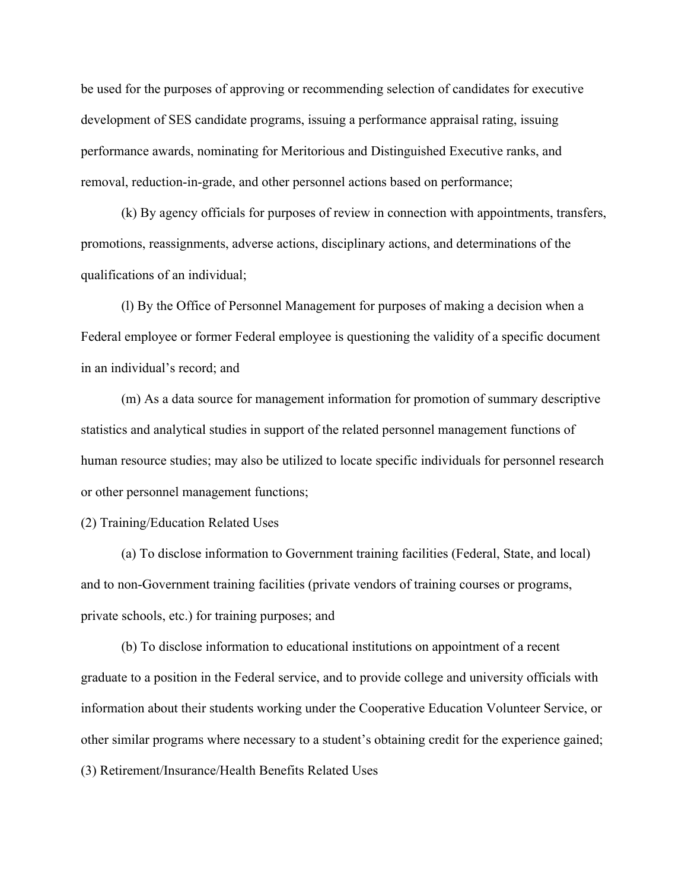be used for the purposes of approving or recommending selection of candidates for executive development of SES candidate programs, issuing a performance appraisal rating, issuing performance awards, nominating for Meritorious and Distinguished Executive ranks, and removal, reduction-in-grade, and other personnel actions based on performance;

(k) By agency officials for purposes of review in connection with appointments, transfers, promotions, reassignments, adverse actions, disciplinary actions, and determinations of the qualifications of an individual;

(l) By the Office of Personnel Management for purposes of making a decision when a Federal employee or former Federal employee is questioning the validity of a specific document in an individual's record; and

(m) As a data source for management information for promotion of summary descriptive statistics and analytical studies in support of the related personnel management functions of human resource studies; may also be utilized to locate specific individuals for personnel research or other personnel management functions;

(2) Training/Education Related Uses

(a) To disclose information to Government training facilities (Federal, State, and local) and to non-Government training facilities (private vendors of training courses or programs, private schools, etc.) for training purposes; and

(b) To disclose information to educational institutions on appointment of a recent graduate to a position in the Federal service, and to provide college and university officials with information about their students working under the Cooperative Education Volunteer Service, or other similar programs where necessary to a student's obtaining credit for the experience gained;

(3) Retirement/Insurance/Health Benefits Related Uses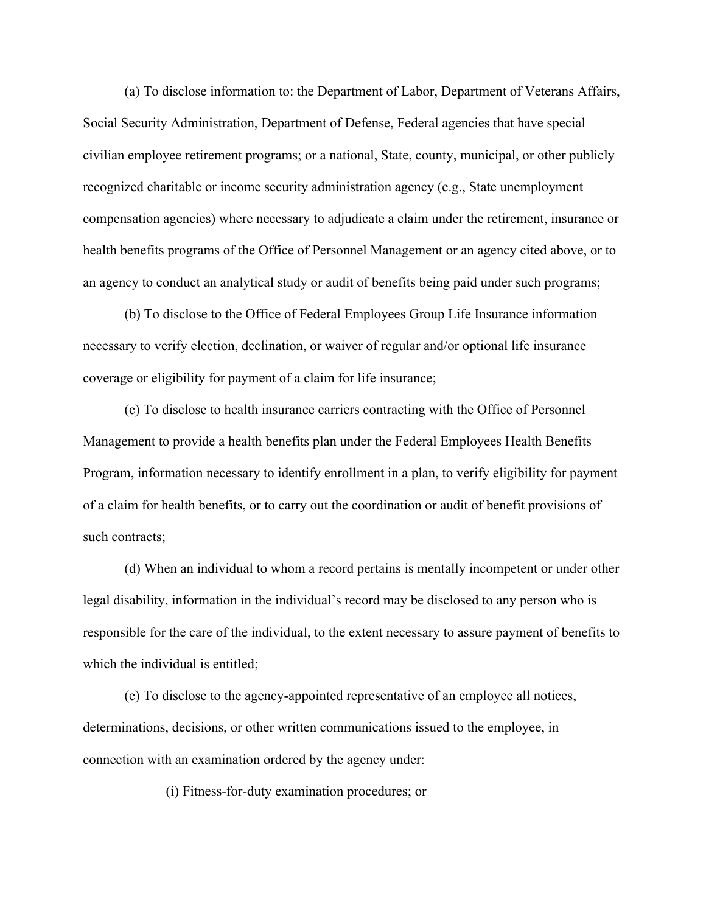(a) To disclose information to: the Department of Labor, Department of Veterans Affairs, Social Security Administration, Department of Defense, Federal agencies that have special civilian employee retirement programs; or a national, State, county, municipal, or other publicly recognized charitable or income security administration agency (e.g., State unemployment compensation agencies) where necessary to adjudicate a claim under the retirement, insurance or health benefits programs of the Office of Personnel Management or an agency cited above, or to an agency to conduct an analytical study or audit of benefits being paid under such programs;

(b) To disclose to the Office of Federal Employees Group Life Insurance information necessary to verify election, declination, or waiver of regular and/or optional life insurance coverage or eligibility for payment of a claim for life insurance;

(c) To disclose to health insurance carriers contracting with the Office of Personnel Management to provide a health benefits plan under the Federal Employees Health Benefits Program, information necessary to identify enrollment in a plan, to verify eligibility for payment of a claim for health benefits, or to carry out the coordination or audit of benefit provisions of such contracts;

(d) When an individual to whom a record pertains is mentally incompetent or under other legal disability, information in the individual's record may be disclosed to any person who is responsible for the care of the individual, to the extent necessary to assure payment of benefits to which the individual is entitled;

(e) To disclose to the agency-appointed representative of an employee all notices, determinations, decisions, or other written communications issued to the employee, in connection with an examination ordered by the agency under:

(i) Fitness-for-duty examination procedures; or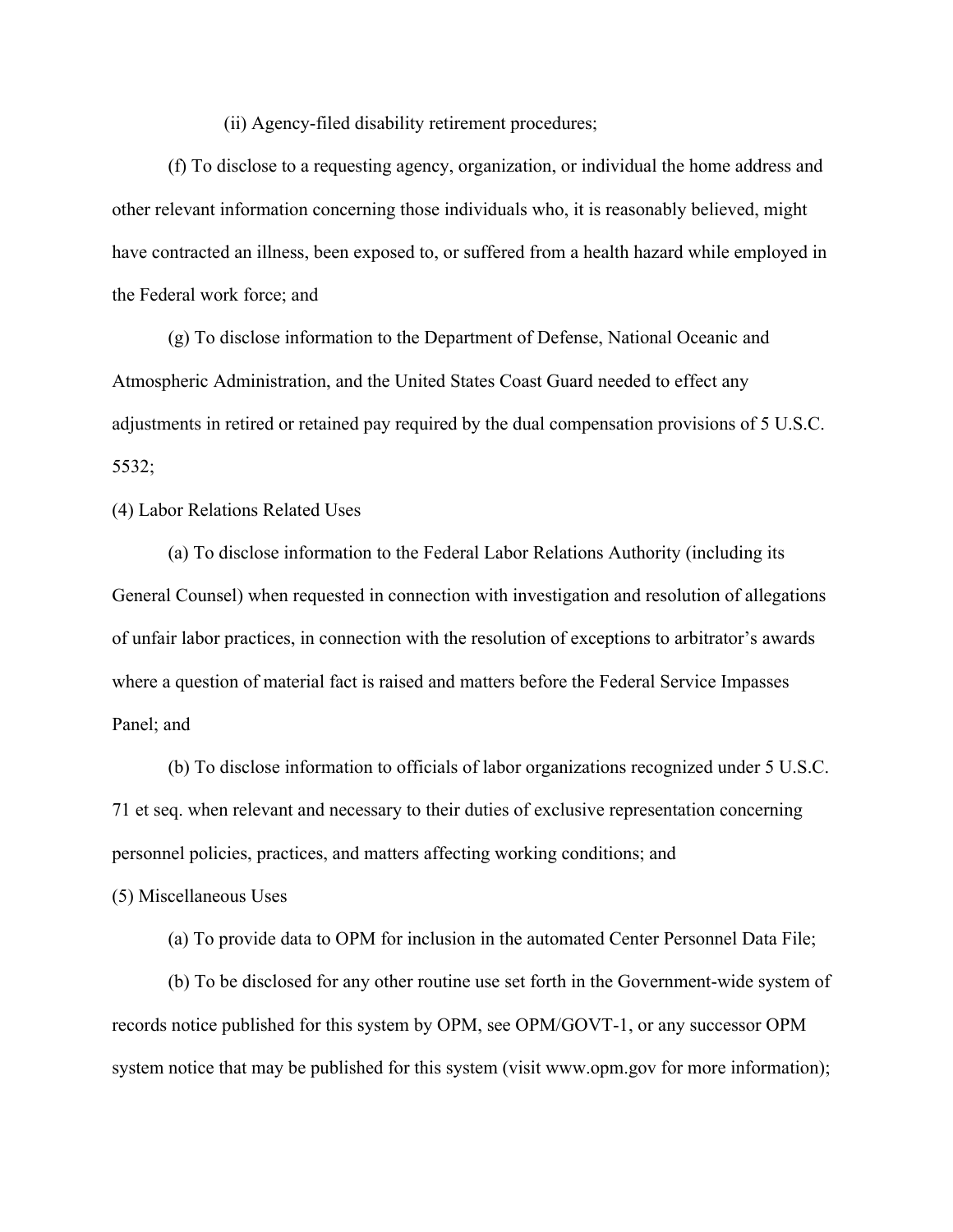(ii) Agency-filed disability retirement procedures;

(f) To disclose to a requesting agency, organization, or individual the home address and other relevant information concerning those individuals who, it is reasonably believed, might have contracted an illness, been exposed to, or suffered from a health hazard while employed in the Federal work force; and

(g) To disclose information to the Department of Defense, National Oceanic and Atmospheric Administration, and the United States Coast Guard needed to effect any adjustments in retired or retained pay required by the dual compensation provisions of 5 U.S.C. 5532;

(4) Labor Relations Related Uses

(a) To disclose information to the Federal Labor Relations Authority (including its General Counsel) when requested in connection with investigation and resolution of allegations of unfair labor practices, in connection with the resolution of exceptions to arbitrator's awards where a question of material fact is raised and matters before the Federal Service Impasses Panel; and

(b) To disclose information to officials of labor organizations recognized under 5 U.S.C. 71 et seq. when relevant and necessary to their duties of exclusive representation concerning personnel policies, practices, and matters affecting working conditions; and

(5) Miscellaneous Uses

(a) To provide data to OPM for inclusion in the automated Center Personnel Data File;

(b) To be disclosed for any other routine use set forth in the Government-wide system of records notice published for this system by OPM, see OPM/GOVT-1, or any successor OPM system notice that may be published for this system (visit www.opm.gov for more information);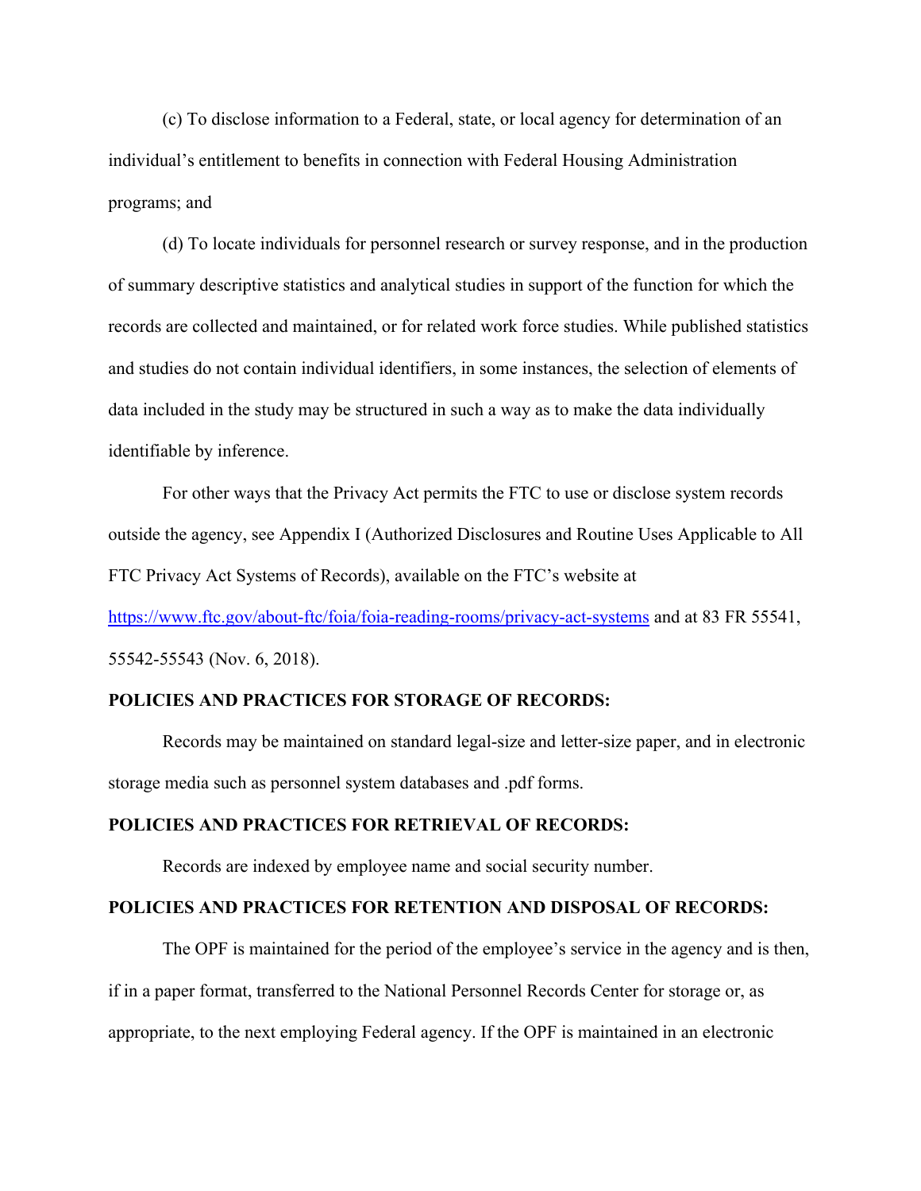(c) To disclose information to a Federal, state, or local agency for determination of an individual's entitlement to benefits in connection with Federal Housing Administration programs; and

(d) To locate individuals for personnel research or survey response, and in the production of summary descriptive statistics and analytical studies in support of the function for which the records are collected and maintained, or for related work force studies. While published statistics and studies do not contain individual identifiers, in some instances, the selection of elements of data included in the study may be structured in such a way as to make the data individually identifiable by inference.

For other ways that the Privacy Act permits the FTC to use or disclose system records outside the agency, see Appendix I (Authorized Disclosures and Routine Uses Applicable to All FTC Privacy Act Systems of Records), available on the FTC's website at https://www.ftc.gov/about-ftc/foia/foia-reading-rooms/privacy-act-systems and at 83 FR 55541, 55542-55543 (Nov. 6, 2018).

**POLICIES AND PRACTICES FOR STORAGE OF RECORDS:**

Records may be maintained on standard legal-size and letter-size paper, and in electronic storage media such as personnel system databases and .pdf forms.

**POLICIES AND PRACTICES FOR RETRIEVAL OF RECORDS:**

Records are indexed by employee name and social security number.

**POLICIES AND PRACTICES FOR RETENTION AND DISPOSAL OF RECORDS:**

The OPF is maintained for the period of the employee's service in the agency and is then, if in a paper format, transferred to the National Personnel Records Center for storage or, as appropriate, to the next employing Federal agency. If the OPF is maintained in an electronic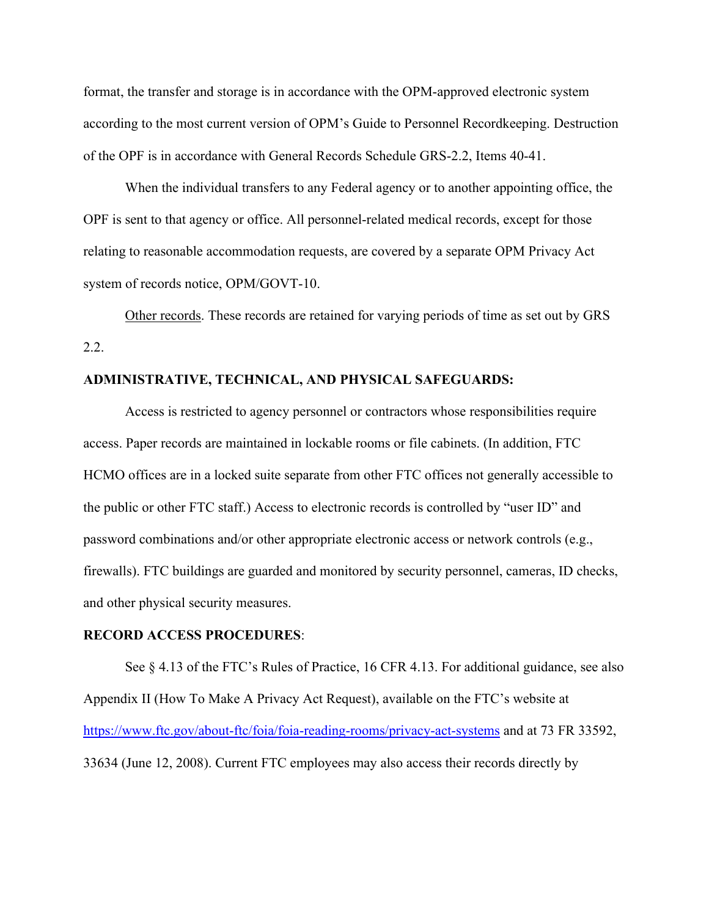format, the transfer and storage is in accordance with the OPM-approved electronic system according to the most current version of OPM's Guide to Personnel Recordkeeping. Destruction of the OPF is in accordance with General Records Schedule GRS-2.2, Items 40-41.

When the individual transfers to any Federal agency or to another appointing office, the OPF is sent to that agency or office. All personnel-related medical records, except for those relating to reasonable accommodation requests, are covered by a separate OPM Privacy Act system of records notice, OPM/GOVT-10.

Other records. These records are retained for varying periods of time as set out by GRS 2.2.

**ADMINISTRATIVE, TECHNICAL, AND PHYSICAL SAFEGUARDS:**

Access is restricted to agency personnel or contractors whose responsibilities require access. Paper records are maintained in lockable rooms or file cabinets. (In addition, FTC HCMO offices are in a locked suite separate from other FTC offices not generally accessible to the public or other FTC staff.) Access to electronic records is controlled by "user ID" and password combinations and/or other appropriate electronic access or network controls (e.g., firewalls). FTC buildings are guarded and monitored by security personnel, cameras, ID checks, and other physical security measures.

**RECORD ACCESS PROCEDURES**:

See § 4.13 of the FTC's Rules of Practice, 16 CFR 4.13. For additional guidance, see also Appendix II (How To Make A Privacy Act Request), available on the FTC's website at https://www.ftc.gov/about-ftc/foia/foia-reading-rooms/privacy-act-systems and at 73 FR 33592, 33634 (June 12, 2008). Current FTC employees may also access their records directly by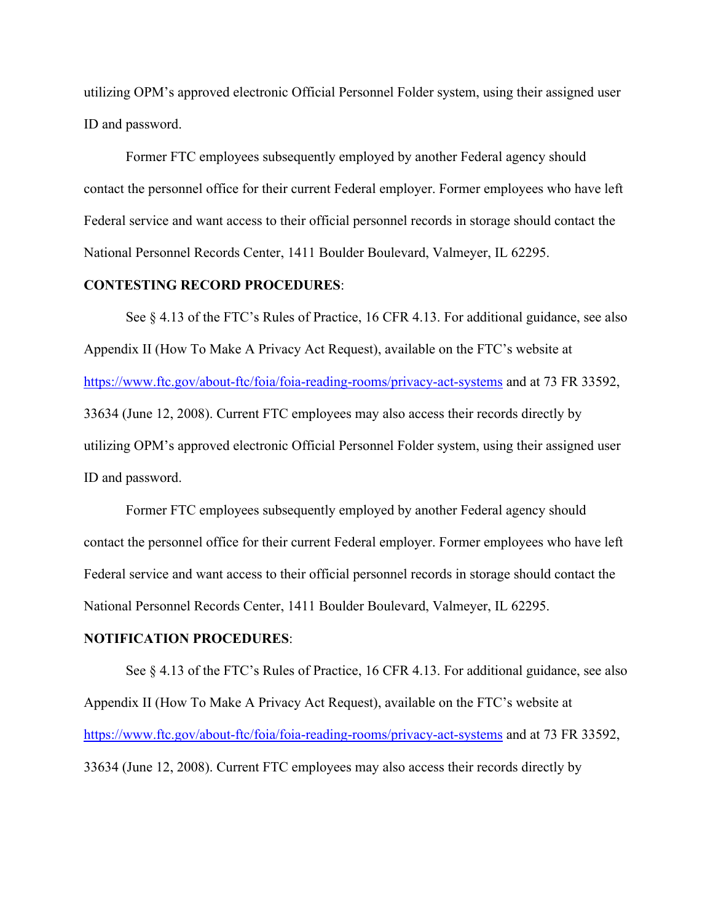utilizing OPM's approved electronic Official Personnel Folder system, using their assigned user ID and password.

Former FTC employees subsequently employed by another Federal agency should contact the personnel office for their current Federal employer. Former employees who have left Federal service and want access to their official personnel records in storage should contact the National Personnel Records Center, 1411 Boulder Boulevard, Valmeyer, IL 62295.

**CONTESTING RECORD PROCEDURES**:

See § 4.13 of the FTC's Rules of Practice, 16 CFR 4.13. For additional guidance, see also Appendix II (How To Make A Privacy Act Request), available on the FTC's website at https://www.ftc.gov/about-ftc/foia/foia-reading-rooms/privacy-act-systems and at 73 FR 33592, 33634 (June 12, 2008). Current FTC employees may also access their records directly by utilizing OPM's approved electronic Official Personnel Folder system, using their assigned user ID and password.

Former FTC employees subsequently employed by another Federal agency should contact the personnel office for their current Federal employer. Former employees who have left Federal service and want access to their official personnel records in storage should contact the National Personnel Records Center, 1411 Boulder Boulevard, Valmeyer, IL 62295.

**NOTIFICATION PROCEDURES**:

See § 4.13 of the FTC's Rules of Practice, 16 CFR 4.13. For additional guidance, see also Appendix II (How To Make A Privacy Act Request), available on the FTC's website at https://www.ftc.gov/about-ftc/foia/foia-reading-rooms/privacy-act-systems and at 73 FR 33592, 33634 (June 12, 2008). Current FTC employees may also access their records directly by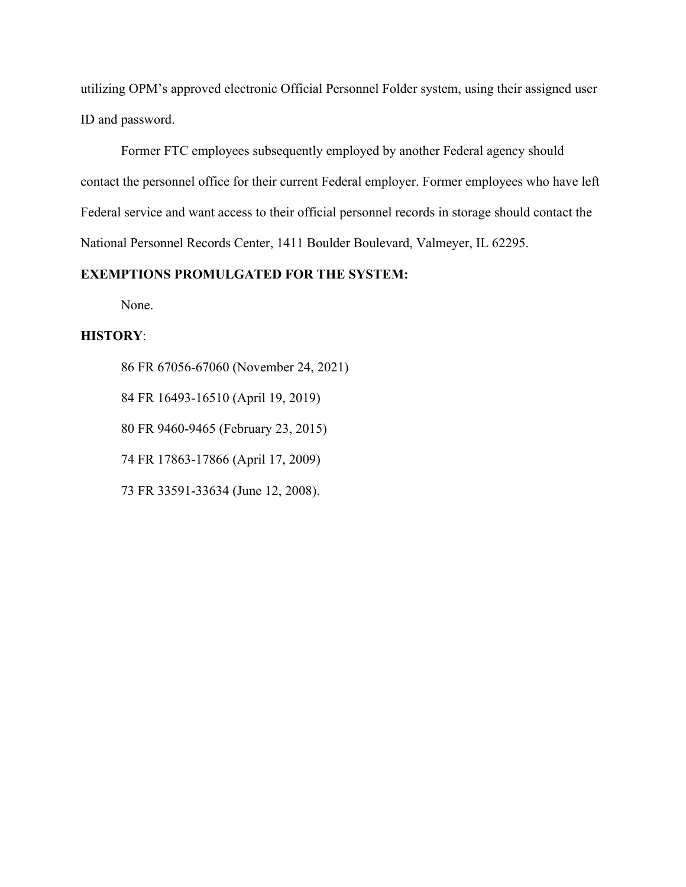utilizing OPM's approved electronic Official Personnel Folder system, using their assigned user ID and password.

Former FTC employees subsequently employed by another Federal agency should contact the personnel office for their current Federal employer. Former employees who have left Federal service and want access to their official personnel records in storage should contact the National Personnel Records Center, 1411 Boulder Boulevard, Valmeyer, IL 62295.

**EXEMPTIONS PROMULGATED FOR THE SYSTEM:**

None.

**HISTORY**:

86 FR 67056-67060 (November 24, 2021)

84 FR 16493-16510 (April 19, 2019)

80 FR 9460-9465 (February 23, 2015)

74 FR 17863-17866 (April 17, 2009)

73 FR 33591-33634 (June 12, 2008).